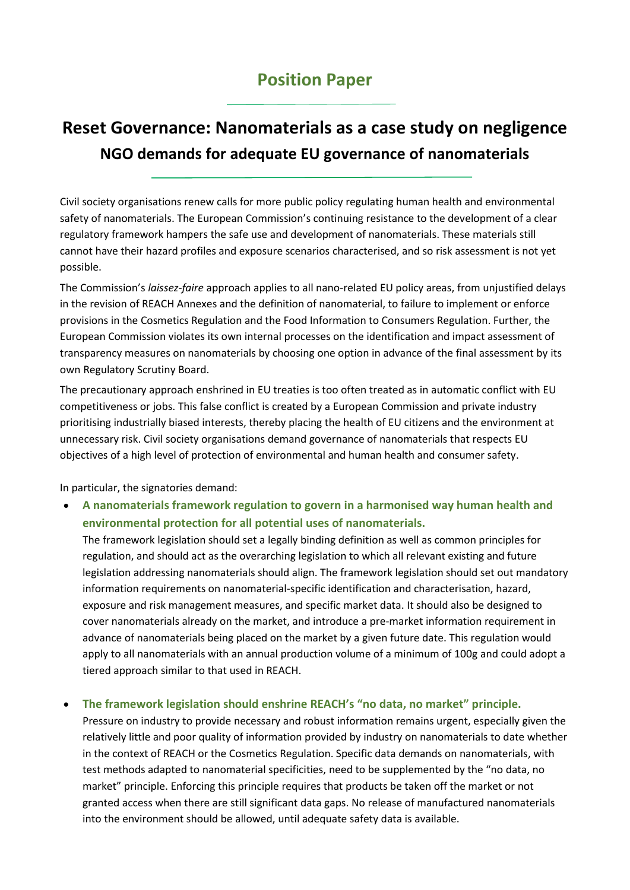# Position Paper

## Reset Governance: Nanomaterials as a case study on negligence

### NGO demands for adequate EU governance of nanomaterials

Civil society organisations renew calls for more public policy regulating human health and environmental safety of nanomaterials. The European Commission's continuing resistance to the development of a clear regulatory framework hampers the safe use and development of nanomaterials. These materials still cannot have their hazard profiles and exposure scenarios characterised, and so risk assessment is not yet possible.

The Commission's *laissez-faire* approach applies to all nano-related EU policy areas, from unjustified delays in the revision of REACH Annexes and the definition of nanomaterial, to failure to implement or enforce provisions in the Cosmetics Regulation and the Food Information to Consumers Regulation. Further, the European Commission violates its own internal processes on the identification and impact assessment of transparency measures on nanomaterials by choosing one option in advance of the final assessment by its own Regulatory Scrutiny Board.

The precautionary approach enshrined in EU treaties is too often treated as in automatic conflict with EU competitiveness or jobs. This false conflict is created by a European Commission and private industry prioritising industrially biased interests, thereby placing the health of EU citizens and the environment at unnecessary risk. Civil society organisations demand governance of nanomaterials that respects EU objectives of a high level of protection of environmental and human health and consumer safety.

In particular, the signatories demand:

- **A nanomaterials framework regulation to govern in a harmonised way human health and environmental protection for all potential uses of nanomaterials.**
  The framework legislation should set a legally binding definition as well as common principles for regulation, and should act as the overarching legislation to which all relevant existing and future legislation addressing nanomaterials should align. The framework legislation should set out mandatory information requirements on nanomaterial-specific identification and characterisation, hazard, exposure and risk management measures, and specific market data. It should also be designed to cover nanomaterials already on the market, and introduce a pre-market information requirement in advance of nanomaterials being placed on the market by a given future date. This regulation would apply to all nanomaterials with an annual production volume of a minimum of 100g and could adopt a tiered approach similar to that used in REACH.

- **The framework legislation should enshrine REACH's "no data, no market" principle.**
  Pressure on industry to provide necessary and robust information remains urgent, especially given the relatively little and poor quality of information provided by industry on nanomaterials to date whether in the context of REACH or the Cosmetics Regulation. Specific data demands on nanomaterials, with test methods adapted to nanomaterial specificities, need to be supplemented by the "no data, no market" principle. Enforcing this principle requires that products be taken off the market or not granted access when there are still significant data gaps. No release of manufactured nanomaterials into the environment should be allowed, until adequate safety data is available.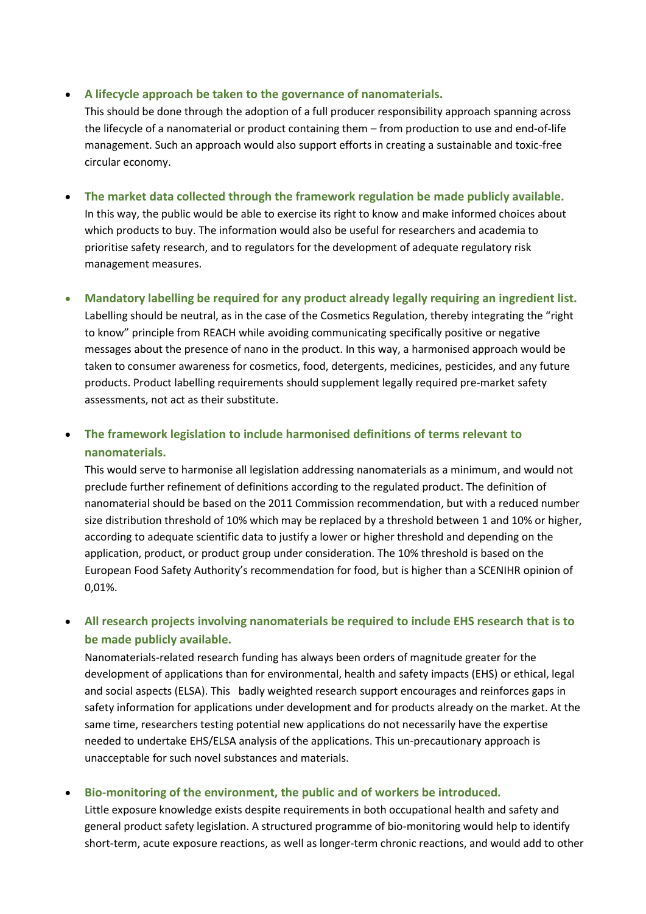- **A lifecycle approach be taken to the governance of nanomaterials.**
  This should be done through the adoption of a full producer responsibility approach spanning across the lifecycle of a nanomaterial or product containing them – from production to use and end-of-life management. Such an approach would also support efforts in creating a sustainable and toxic-free circular economy.

- **The market data collected through the framework regulation be made publicly available.**
  In this way, the public would be able to exercise its right to know and make informed choices about which products to buy. The information would also be useful for researchers and academia to prioritise safety research, and to regulators for the development of adequate regulatory risk management measures.

- **Mandatory labelling be required for any product already legally requiring an ingredient list.**
  Labelling should be neutral, as in the case of the Cosmetics Regulation, thereby integrating the "right to know" principle from REACH while avoiding communicating specifically positive or negative messages about the presence of nano in the product. In this way, a harmonised approach would be taken to consumer awareness for cosmetics, food, detergents, medicines, pesticides, and any future products. Product labelling requirements should supplement legally required pre-market safety assessments, not act as their substitute.

- **The framework legislation to include harmonised definitions of terms relevant to nanomaterials.**
  This would serve to harmonise all legislation addressing nanomaterials as a minimum, and would not preclude further refinement of definitions according to the regulated product. The definition of nanomaterial should be based on the 2011 Commission recommendation, but with a reduced number size distribution threshold of 10% which may be replaced by a threshold between 1 and 10% or higher, according to adequate scientific data to justify a lower or higher threshold and depending on the application, product, or product group under consideration. The 10% threshold is based on the European Food Safety Authority's recommendation for food, but is higher than a SCENIHR opinion of 0,01%.

- **All research projects involving nanomaterials be required to include EHS research that is to be made publicly available.**
  Nanomaterials-related research funding has always been orders of magnitude greater for the development of applications than for environmental, health and safety impacts (EHS) or ethical, legal and social aspects (ELSA). This badly weighted research support encourages and reinforces gaps in safety information for applications under development and for products already on the market. At the same time, researchers testing potential new applications do not necessarily have the expertise needed to undertake EHS/ELSA analysis of the applications. This un-precautionary approach is unacceptable for such novel substances and materials.

- **Bio-monitoring of the environment, the public and of workers be introduced.**
  Little exposure knowledge exists despite requirements in both occupational health and safety and general product safety legislation. A structured programme of bio-monitoring would help to identify short-term, acute exposure reactions, as well as longer-term chronic reactions, and would add to other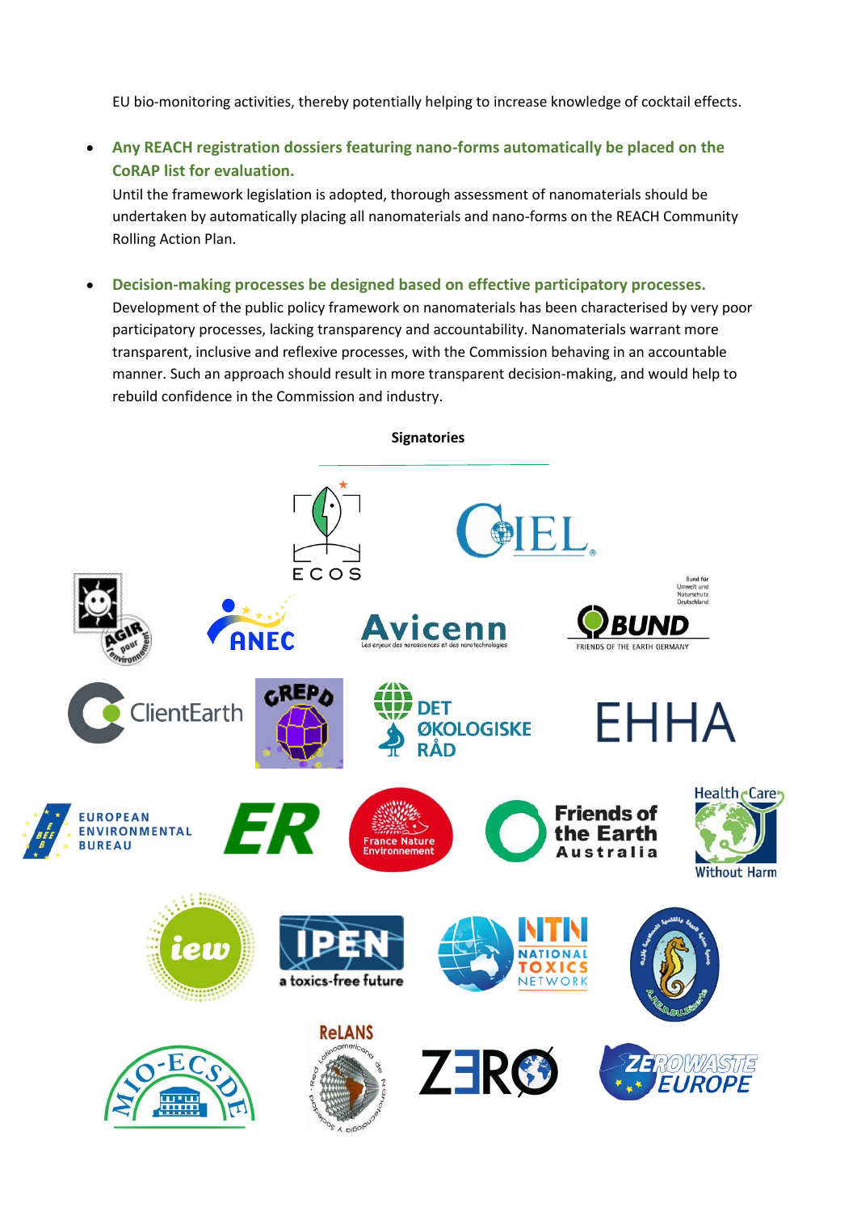EU bio-monitoring activities, thereby potentially helping to increase knowledge of cocktail effects.

- **Any REACH registration dossiers featuring nano-forms automatically be placed on the CoRAP list for evaluation.**
  Until the framework legislation is adopted, thorough assessment of nanomaterials should be undertaken by automatically placing all nanomaterials and nano-forms on the REACH Community Rolling Action Plan.

- **Decision-making processes be designed based on effective participatory processes.**
  Development of the public policy framework on nanomaterials has been characterised by very poor participatory processes, lacking transparency and accountability. Nanomaterials warrant more transparent, inclusive and reflexive processes, with the Commission behaving in an accountable manner. Such an approach should result in more transparent decision-making, and would help to rebuild confidence in the Commission and industry.

**Signatories**